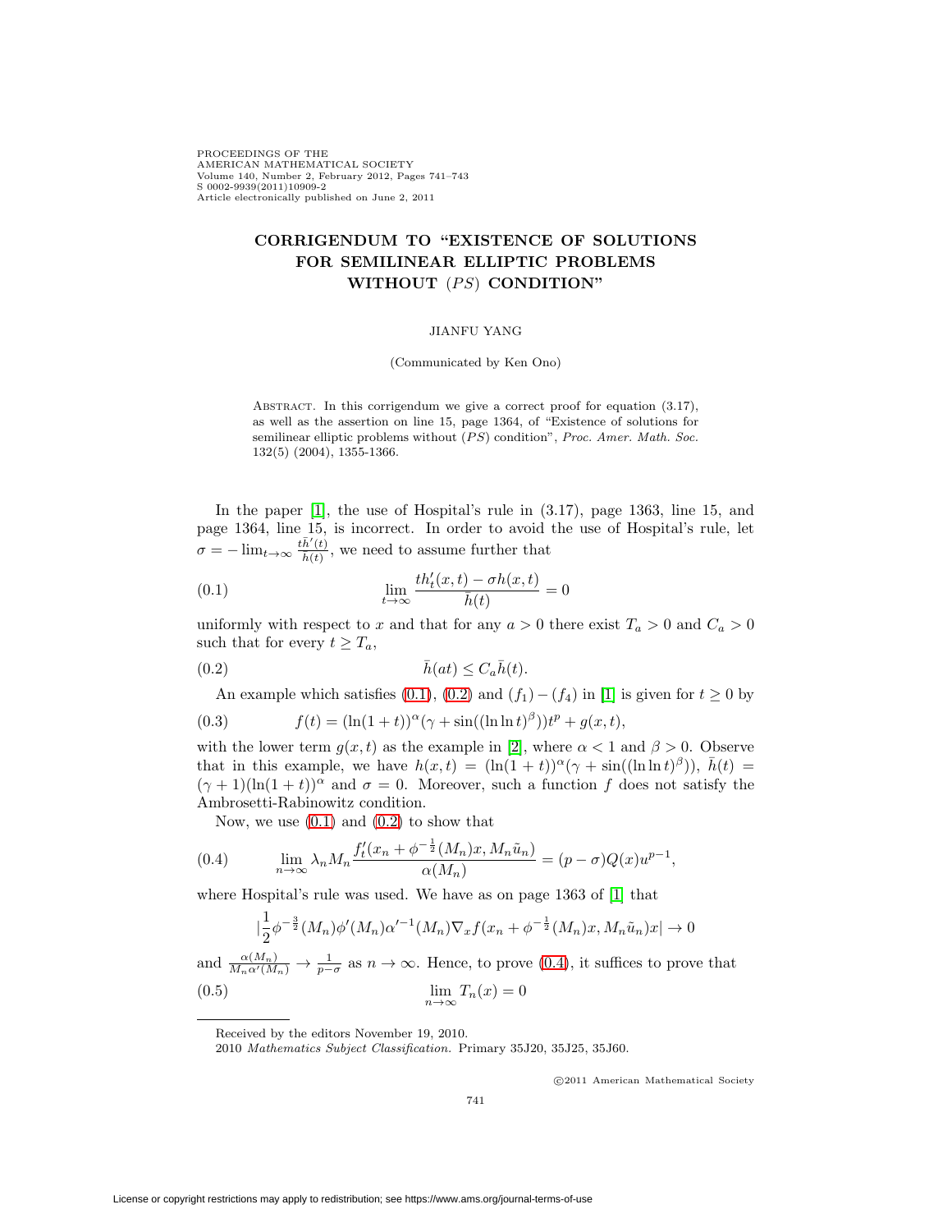# CORRIGENDUM TO "EXISTENCE OF SOLUTIONS FOR SEMILINEAR ELLIPTIC PROBLEMS WITHOUT $(PS)$ CONDITION"

JIANFU YANG

(Communicated by Ken Ono)

Abstract. In this corrigendum we give a correct proof for equation (3.17), as well as the assertion on line 15, page 1364, of "Existence of solutions for semilinear elliptic problems without $(PS)$ condition", *Proc. Amer. Math. Soc.* 132(5) (2004), 1355-1366.

In the paper [1], the use of Hospital's rule in (3.17), page 1363, line 15, and page 1364, line 15, is incorrect. In order to avoid the use of Hospital's rule, let $\sigma = -\lim_{t\to\infty} \frac{t\bar{h}'(t)}{\bar{h}(t)}$, we need to assume further that

$$\lim_{t\to\infty} \frac{th_t'(x,t) - \sigma h(x,t)}{\bar{h}(t)} = 0 \tag{0.1}$$

uniformly with respect to $x$ and that for any $a > 0$ there exist $T_a > 0$ and $C_a > 0$ such that for every $t \geq T_a$,

$$\bar{h}(at) \leq C_a \bar{h}(t). \tag{0.2}$$

An example which satisfies (0.1), (0.2) and $(f_1) - (f_4)$ in [1] is given for $t \geq 0$ by

$$f(t) = (\ln(1+t))^\alpha(\gamma + \sin((\ln\ln t)^\beta))t^p + g(x,t), \tag{0.3}$$

with the lower term $g(x,t)$ as the example in [2], where $\alpha < 1$ and $\beta > 0$. Observe that in this example, we have $h(x,t) = (\ln(1+t))^\alpha(\gamma + \sin((\ln\ln t)^\beta))$, $\bar{h}(t) = (\gamma+1)(\ln(1+t))^\alpha$ and $\sigma = 0$. Moreover, such a function $f$ does not satisfy the Ambrosetti-Rabinowitz condition.

Now, we use (0.1) and (0.2) to show that

$$\lim_{n\to\infty} \lambda_n M_n \frac{f_t'(x_n + \phi^{-\frac{1}{2}}(M_n)x, M_n\tilde{u}_n)}{\alpha(M_n)} = (p-\sigma)Q(x)u^{p-1}, \tag{0.4}$$

where Hospital's rule was used. We have as on page 1363 of [1] that

$$|\frac{1}{2}\phi^{-\frac{3}{2}}(M_n)\phi'(M_n)\alpha'^{-1}(M_n)\nabla_x f(x_n + \phi^{-\frac{1}{2}}(M_n)x, M_n\tilde{u}_n)x| \to 0$$

and $\frac{\alpha(M_n)}{M_n\alpha'(M_n)} \to \frac{1}{p-\sigma}$ as $n \to \infty$. Hence, to prove (0.4), it suffices to prove that

$$\lim_{n\to\infty} T_n(x) = 0 \tag{0.5}$$

Received by the editors November 19, 2010.

2010 *Mathematics Subject Classification.* Primary 35J20, 35J25, 35J60.

©2011 American Mathematical Society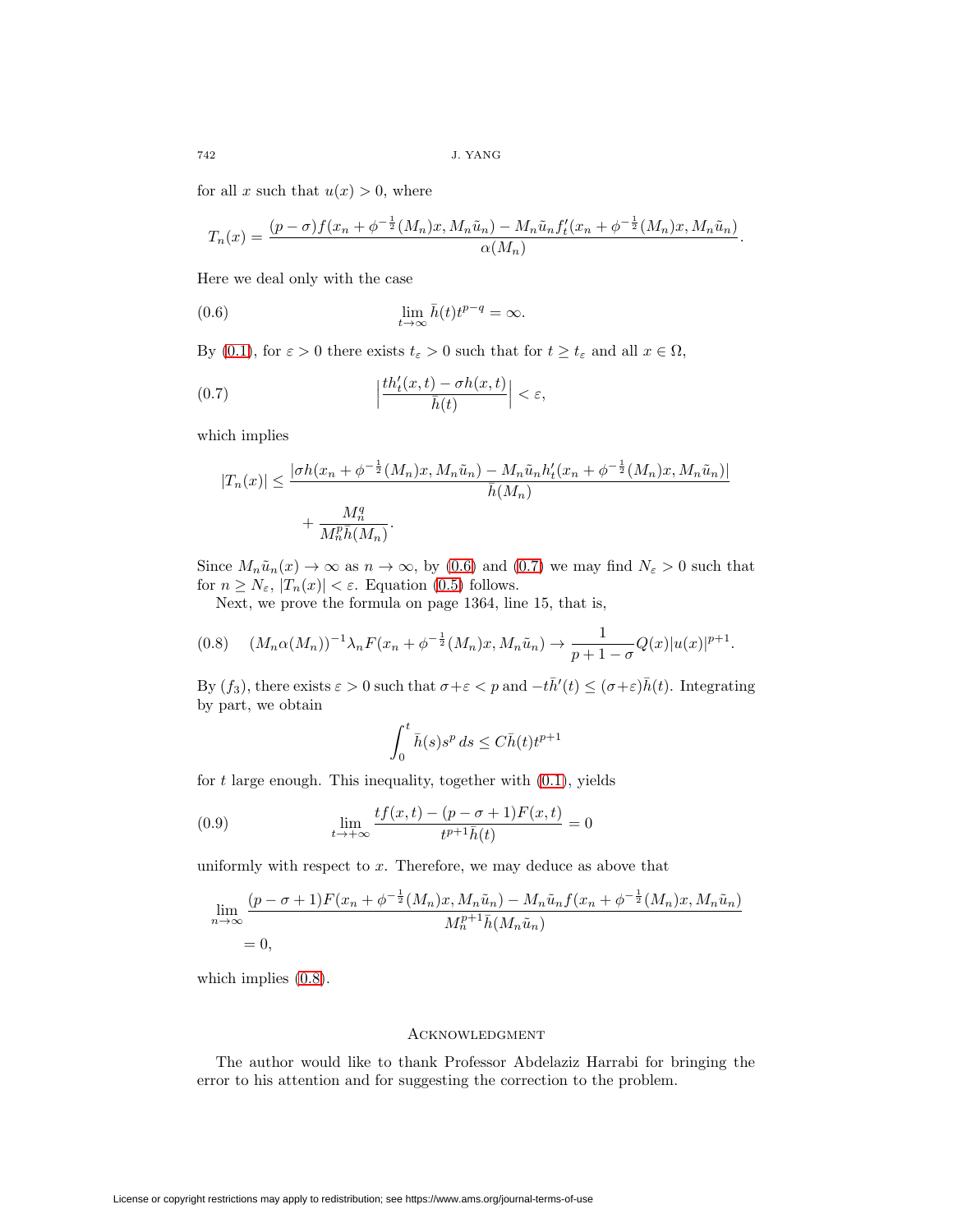for all $x$ such that $u(x) > 0$, where

$$T_n(x) = \frac{(p-\sigma)f(x_n + \phi^{-\frac{1}{2}}(M_n)x, M_n\tilde{u}_n) - M_n\tilde{u}_n f'_t(x_n + \phi^{-\frac{1}{2}}(M_n)x, M_n\tilde{u}_n)}{\alpha(M_n)}.$$

Here we deal only with the case

$$\lim_{t\to\infty} \bar{h}(t)t^{p-q} = \infty. \tag{0.6}$$

By (0.1), for $\varepsilon > 0$ there exists $t_\varepsilon > 0$ such that for $t \geq t_\varepsilon$ and all $x \in \Omega$,

$$\Big|\frac{th'_t(x,t) - \sigma h(x,t)}{\bar{h}(t)}\Big| < \varepsilon, \tag{0.7}$$

which implies

$$\begin{aligned} |T_n(x)| \leq &\frac{|\sigma h(x_n + \phi^{-\frac{1}{2}}(M_n)x, M_n\tilde{u}_n) - M_n\tilde{u}_n h'_t(x_n + \phi^{-\frac{1}{2}}(M_n)x, M_n\tilde{u}_n)|}{\bar{h}(M_n)} \\ &+ \frac{M_n^q}{M_n^p \bar{h}(M_n)}. \end{aligned}$$

Since $M_n\tilde{u}_n(x) \to \infty$ as $n \to \infty$, by (0.6) and (0.7) we may find $N_\varepsilon > 0$ such that for $n \geq N_\varepsilon$, $|T_n(x)| < \varepsilon$. Equation (0.5) follows.

Next, we prove the formula on page 1364, line 15, that is,

$$(M_n\alpha(M_n))^{-1}\lambda_n F(x_n + \phi^{-\frac{1}{2}}(M_n)x, M_n\tilde{u}_n) \to \frac{1}{p+1-\sigma}Q(x)|u(x)|^{p+1}. \tag{0.8}$$

By $(f_3)$, there exists $\varepsilon > 0$ such that $\sigma + \varepsilon < p$ and $-t\bar{h}'(t) \leq (\sigma+\varepsilon)\bar{h}(t)$. Integrating by part, we obtain

$$\int_0^t \bar{h}(s)s^p\,ds \leq C\bar{h}(t)t^{p+1}$$

for $t$ large enough. This inequality, together with (0.1), yields

$$\lim_{t\to+\infty} \frac{tf(x,t) - (p-\sigma+1)F(x,t)}{t^{p+1}\bar{h}(t)} = 0 \tag{0.9}$$

uniformly with respect to $x$. Therefore, we may deduce as above that

$$\begin{aligned} \lim_{n\to\infty} &\frac{(p-\sigma+1)F(x_n + \phi^{-\frac{1}{2}}(M_n)x, M_n\tilde{u}_n) - M_n\tilde{u}_n f(x_n + \phi^{-\frac{1}{2}}(M_n)x, M_n\tilde{u}_n)}{M_n^{p+1}\bar{h}(M_n\tilde{u}_n)} \\ &= 0, \end{aligned}$$

which implies (0.8).

## Acknowledgment

The author would like to thank Professor Abdelaziz Harrabi for bringing the error to his attention and for suggesting the correction to the problem.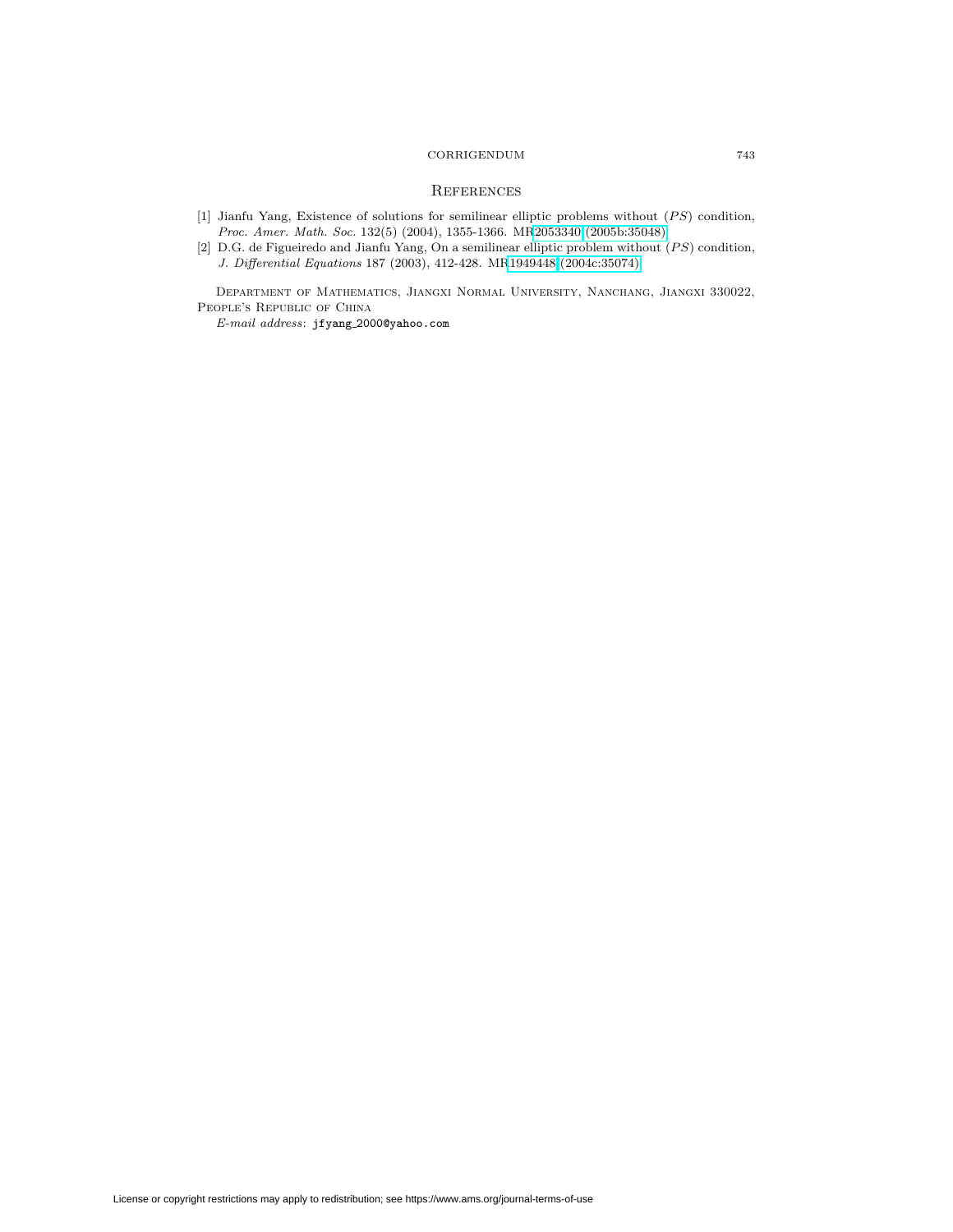## References

[1] Jianfu Yang, Existence of solutions for semilinear elliptic problems without $(PS)$ condition, *Proc. Amer. Math. Soc.* 132(5) (2004), 1355-1366. MR2053340 (2005b:35048)

[2] D.G. de Figueiredo and Jianfu Yang, On a semilinear elliptic problem without $(PS)$ condition, *J. Differential Equations* 187 (2003), 412-428. MR1949448 (2004c:35074)

Department of Mathematics, Jiangxi Normal University, Nanchang, Jiangxi 330022, People's Republic of China

*E-mail address*: `jfyang_2000@yahoo.com`

License or copyright restrictions may apply to redistribution; see https://www.ams.org/journal-terms-of-use